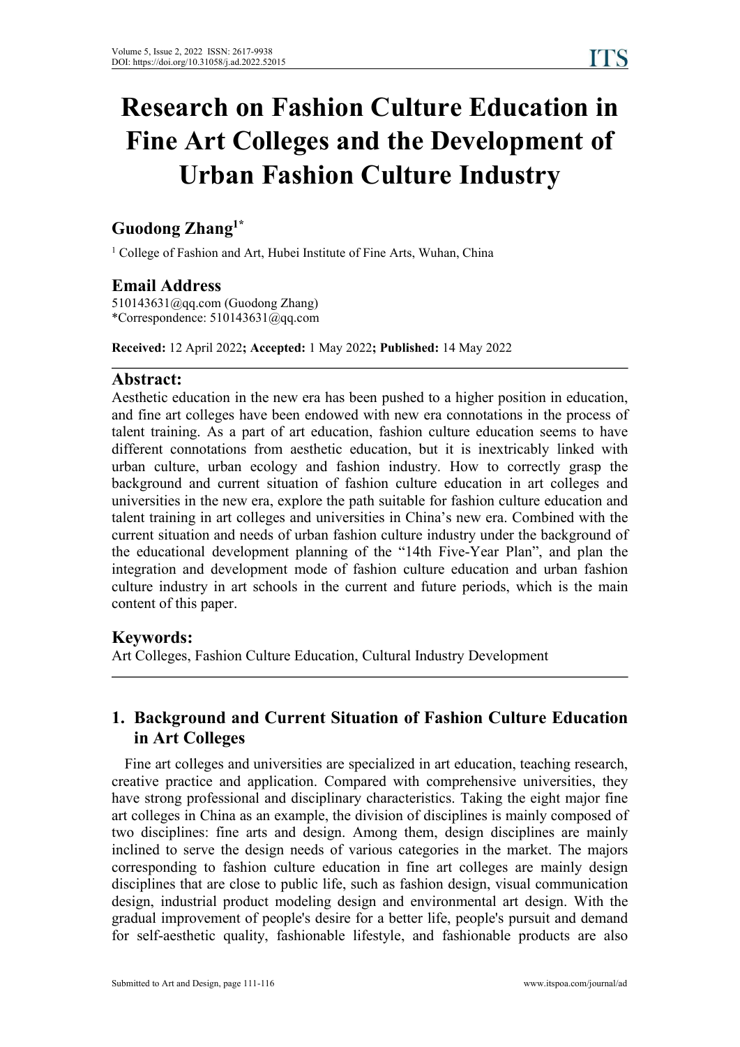# Research on Fashion Culture Education in Fine Art Colleges and the Development of Urban Fashion Culture Industry

**Guodong Zhang[1*]**

[1] College of Fashion and Art, Hubei Institute of Fine Arts, Wuhan, China

## Email Address

510143631@qq.com (Guodong Zhang)
*Correspondence: 510143631@qq.com

**Received:** 12 April 2022**; Accepted:** 1 May 2022**; Published:** 14 May 2022

## Abstract:

Aesthetic education in the new era has been pushed to a higher position in education, and fine art colleges have been endowed with new era connotations in the process of talent training. As a part of art education, fashion culture education seems to have different connotations from aesthetic education, but it is inextricably linked with urban culture, urban ecology and fashion industry. How to correctly grasp the background and current situation of fashion culture education in art colleges and universities in the new era, explore the path suitable for fashion culture education and talent training in art colleges and universities in China's new era. Combined with the current situation and needs of urban fashion culture industry under the background of the educational development planning of the "14th Five-Year Plan", and plan the integration and development mode of fashion culture education and urban fashion culture industry in art schools in the current and future periods, which is the main content of this paper.

## Keywords:

Art Colleges, Fashion Culture Education, Cultural Industry Development

## 1. Background and Current Situation of Fashion Culture Education in Art Colleges

Fine art colleges and universities are specialized in art education, teaching research, creative practice and application. Compared with comprehensive universities, they have strong professional and disciplinary characteristics. Taking the eight major fine art colleges in China as an example, the division of disciplines is mainly composed of two disciplines: fine arts and design. Among them, design disciplines are mainly inclined to serve the design needs of various categories in the market. The majors corresponding to fashion culture education in fine art colleges are mainly design disciplines that are close to public life, such as fashion design, visual communication design, industrial product modeling design and environmental art design. With the gradual improvement of people's desire for a better life, people's pursuit and demand for self-aesthetic quality, fashionable lifestyle, and fashionable products are also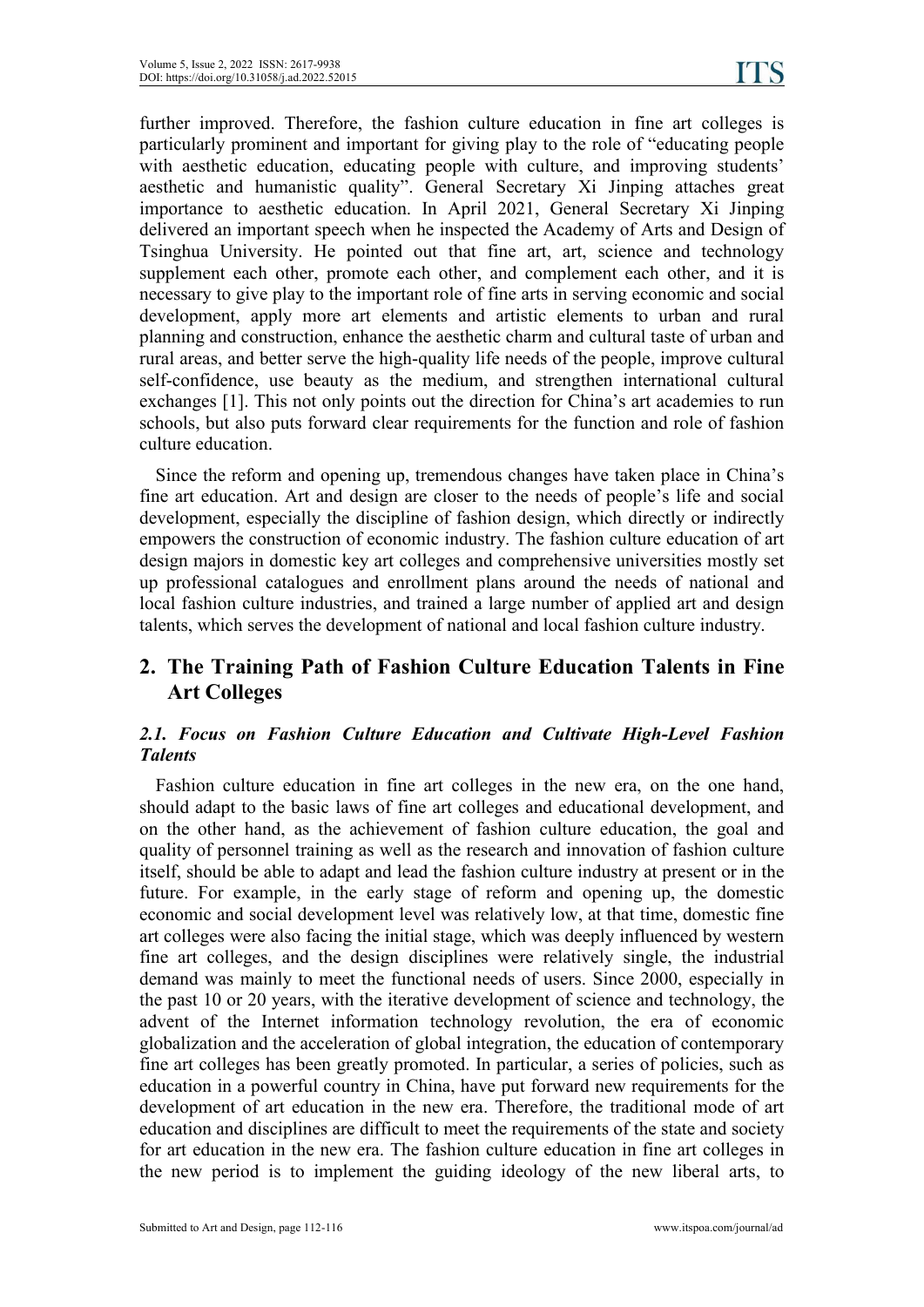further improved. Therefore, the fashion culture education in fine art colleges is particularly prominent and important for giving play to the role of "educating people with aesthetic education, educating people with culture, and improving students' aesthetic and humanistic quality". General Secretary Xi Jinping attaches great importance to aesthetic education. In April 2021, General Secretary Xi Jinping delivered an important speech when he inspected the Academy of Arts and Design of Tsinghua University. He pointed out that fine art, art, science and technology supplement each other, promote each other, and complement each other, and it is necessary to give play to the important role of fine arts in serving economic and social development, apply more art elements and artistic elements to urban and rural planning and construction, enhance the aesthetic charm and cultural taste of urban and rural areas, and better serve the high-quality life needs of the people, improve cultural self-confidence, use beauty as the medium, and strengthen international cultural exchanges [1]. This not only points out the direction for China's art academies to run schools, but also puts forward clear requirements for the function and role of fashion culture education.

Since the reform and opening up, tremendous changes have taken place in China's fine art education. Art and design are closer to the needs of people's life and social development, especially the discipline of fashion design, which directly or indirectly empowers the construction of economic industry. The fashion culture education of art design majors in domestic key art colleges and comprehensive universities mostly set up professional catalogues and enrollment plans around the needs of national and local fashion culture industries, and trained a large number of applied art and design talents, which serves the development of national and local fashion culture industry.

## 2. The Training Path of Fashion Culture Education Talents in Fine Art Colleges

### *2.1. Focus on Fashion Culture Education and Cultivate High-Level Fashion Talents*

Fashion culture education in fine art colleges in the new era, on the one hand, should adapt to the basic laws of fine art colleges and educational development, and on the other hand, as the achievement of fashion culture education, the goal and quality of personnel training as well as the research and innovation of fashion culture itself, should be able to adapt and lead the fashion culture industry at present or in the future. For example, in the early stage of reform and opening up, the domestic economic and social development level was relatively low, at that time, domestic fine art colleges were also facing the initial stage, which was deeply influenced by western fine art colleges, and the design disciplines were relatively single, the industrial demand was mainly to meet the functional needs of users. Since 2000, especially in the past 10 or 20 years, with the iterative development of science and technology, the advent of the Internet information technology revolution, the era of economic globalization and the acceleration of global integration, the education of contemporary fine art colleges has been greatly promoted. In particular, a series of policies, such as education in a powerful country in China, have put forward new requirements for the development of art education in the new era. Therefore, the traditional mode of art education and disciplines are difficult to meet the requirements of the state and society for art education in the new era. The fashion culture education in fine art colleges in the new period is to implement the guiding ideology of the new liberal arts, to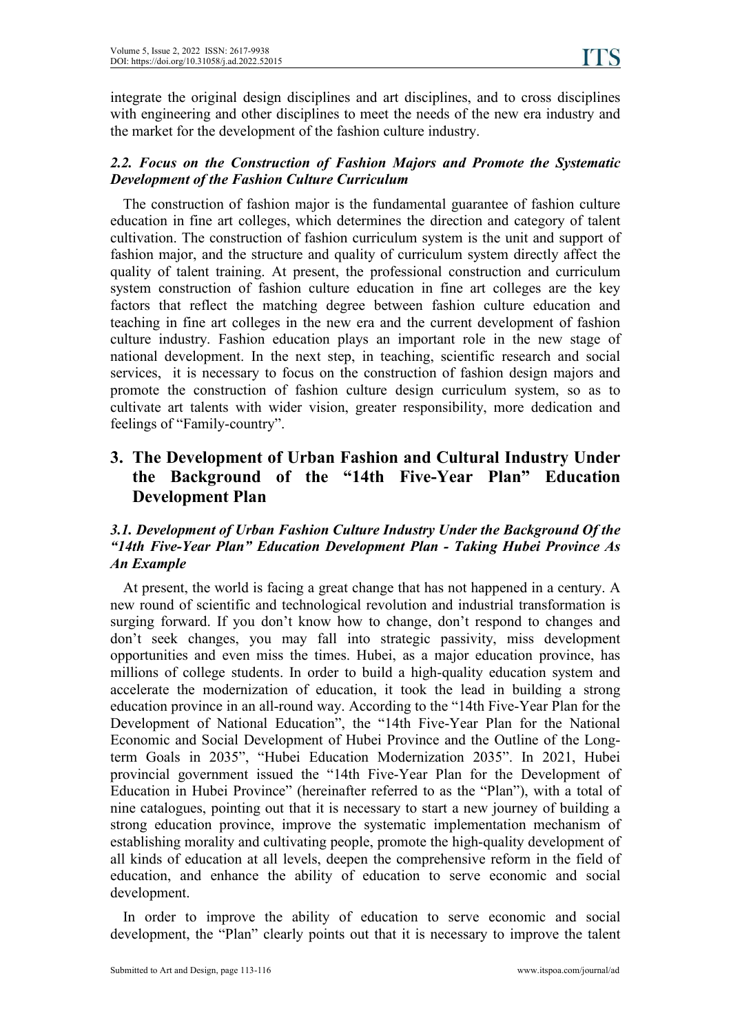integrate the original design disciplines and art disciplines, and to cross disciplines with engineering and other disciplines to meet the needs of the new era industry and the market for the development of the fashion culture industry.

### *2.2. Focus on the Construction of Fashion Majors and Promote the Systematic Development of the Fashion Culture Curriculum*

The construction of fashion major is the fundamental guarantee of fashion culture education in fine art colleges, which determines the direction and category of talent cultivation. The construction of fashion curriculum system is the unit and support of fashion major, and the structure and quality of curriculum system directly affect the quality of talent training. At present, the professional construction and curriculum system construction of fashion culture education in fine art colleges are the key factors that reflect the matching degree between fashion culture education and teaching in fine art colleges in the new era and the current development of fashion culture industry. Fashion education plays an important role in the new stage of national development. In the next step, in teaching, scientific research and social services, it is necessary to focus on the construction of fashion design majors and promote the construction of fashion culture design curriculum system, so as to cultivate art talents with wider vision, greater responsibility, more dedication and feelings of "Family-country".

## 3. The Development of Urban Fashion and Cultural Industry Under the Background of the "14th Five-Year Plan" Education Development Plan

### *3.1. Development of Urban Fashion Culture Industry Under the Background Of the "14th Five-Year Plan" Education Development Plan - Taking Hubei Province As An Example*

At present, the world is facing a great change that has not happened in a century. A new round of scientific and technological revolution and industrial transformation is surging forward. If you don't know how to change, don't respond to changes and don't seek changes, you may fall into strategic passivity, miss development opportunities and even miss the times. Hubei, as a major education province, has millions of college students. In order to build a high-quality education system and accelerate the modernization of education, it took the lead in building a strong education province in an all-round way. According to the "14th Five-Year Plan for the Development of National Education", the "14th Five-Year Plan for the National Economic and Social Development of Hubei Province and the Outline of the Long-term Goals in 2035", "Hubei Education Modernization 2035". In 2021, Hubei provincial government issued the "14th Five-Year Plan for the Development of Education in Hubei Province" (hereinafter referred to as the "Plan"), with a total of nine catalogues, pointing out that it is necessary to start a new journey of building a strong education province, improve the systematic implementation mechanism of establishing morality and cultivating people, promote the high-quality development of all kinds of education at all levels, deepen the comprehensive reform in the field of education, and enhance the ability of education to serve economic and social development.

In order to improve the ability of education to serve economic and social development, the "Plan" clearly points out that it is necessary to improve the talent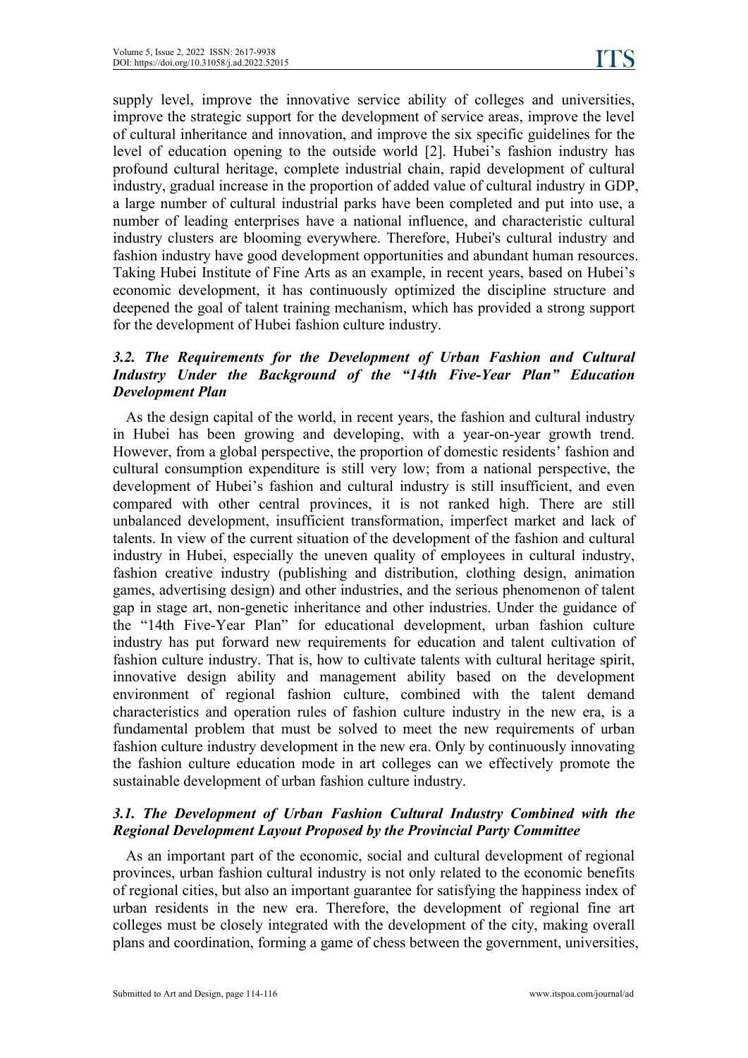supply level, improve the innovative service ability of colleges and universities, improve the strategic support for the development of service areas, improve the level of cultural inheritance and innovation, and improve the six specific guidelines for the level of education opening to the outside world [2]. Hubei's fashion industry has profound cultural heritage, complete industrial chain, rapid development of cultural industry, gradual increase in the proportion of added value of cultural industry in GDP, a large number of cultural industrial parks have been completed and put into use, a number of leading enterprises have a national influence, and characteristic cultural industry clusters are blooming everywhere. Therefore, Hubei's cultural industry and fashion industry have good development opportunities and abundant human resources. Taking Hubei Institute of Fine Arts as an example, in recent years, based on Hubei's economic development, it has continuously optimized the discipline structure and deepened the goal of talent training mechanism, which has provided a strong support for the development of Hubei fashion culture industry.

### *3.2. The Requirements for the Development of Urban Fashion and Cultural Industry Under the Background of the "14th Five-Year Plan" Education Development Plan*

As the design capital of the world, in recent years, the fashion and cultural industry in Hubei has been growing and developing, with a year-on-year growth trend. However, from a global perspective, the proportion of domestic residents' fashion and cultural consumption expenditure is still very low; from a national perspective, the development of Hubei's fashion and cultural industry is still insufficient, and even compared with other central provinces, it is not ranked high. There are still unbalanced development, insufficient transformation, imperfect market and lack of talents. In view of the current situation of the development of the fashion and cultural industry in Hubei, especially the uneven quality of employees in cultural industry, fashion creative industry (publishing and distribution, clothing design, animation games, advertising design) and other industries, and the serious phenomenon of talent gap in stage art, non-genetic inheritance and other industries. Under the guidance of the "14th Five-Year Plan" for educational development, urban fashion culture industry has put forward new requirements for education and talent cultivation of fashion culture industry. That is, how to cultivate talents with cultural heritage spirit, innovative design ability and management ability based on the development environment of regional fashion culture, combined with the talent demand characteristics and operation rules of fashion culture industry in the new era, is a fundamental problem that must be solved to meet the new requirements of urban fashion culture industry development in the new era. Only by continuously innovating the fashion culture education mode in art colleges can we effectively promote the sustainable development of urban fashion culture industry.

### *3.1. The Development of Urban Fashion Cultural Industry Combined with the Regional Development Layout Proposed by the Provincial Party Committee*

As an important part of the economic, social and cultural development of regional provinces, urban fashion cultural industry is not only related to the economic benefits of regional cities, but also an important guarantee for satisfying the happiness index of urban residents in the new era. Therefore, the development of regional fine art colleges must be closely integrated with the development of the city, making overall plans and coordination, forming a game of chess between the government, universities,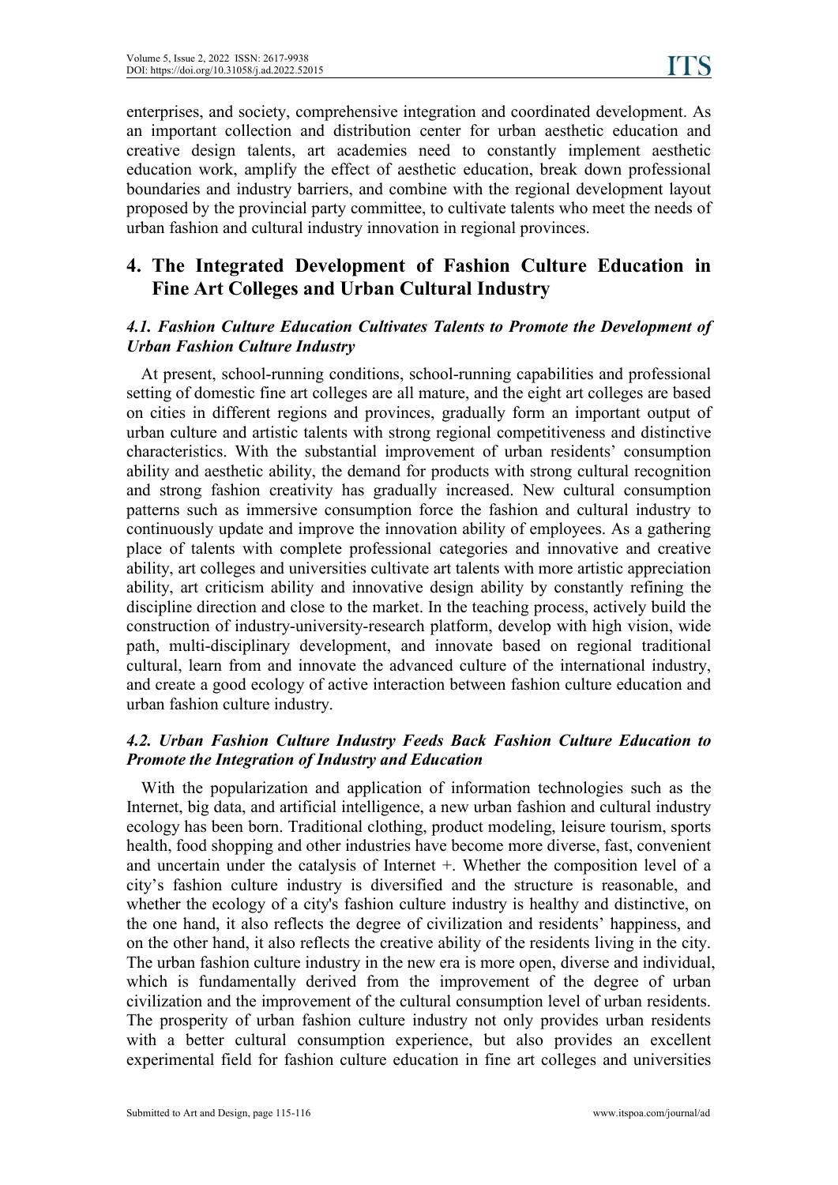enterprises, and society, comprehensive integration and coordinated development. As an important collection and distribution center for urban aesthetic education and creative design talents, art academies need to constantly implement aesthetic education work, amplify the effect of aesthetic education, break down professional boundaries and industry barriers, and combine with the regional development layout proposed by the provincial party committee, to cultivate talents who meet the needs of urban fashion and cultural industry innovation in regional provinces.

## 4. The Integrated Development of Fashion Culture Education in Fine Art Colleges and Urban Cultural Industry

### *4.1. Fashion Culture Education Cultivates Talents to Promote the Development of Urban Fashion Culture Industry*

At present, school-running conditions, school-running capabilities and professional setting of domestic fine art colleges are all mature, and the eight art colleges are based on cities in different regions and provinces, gradually form an important output of urban culture and artistic talents with strong regional competitiveness and distinctive characteristics. With the substantial improvement of urban residents' consumption ability and aesthetic ability, the demand for products with strong cultural recognition and strong fashion creativity has gradually increased. New cultural consumption patterns such as immersive consumption force the fashion and cultural industry to continuously update and improve the innovation ability of employees. As a gathering place of talents with complete professional categories and innovative and creative ability, art colleges and universities cultivate art talents with more artistic appreciation ability, art criticism ability and innovative design ability by constantly refining the discipline direction and close to the market. In the teaching process, actively build the construction of industry-university-research platform, develop with high vision, wide path, multi-disciplinary development, and innovate based on regional traditional cultural, learn from and innovate the advanced culture of the international industry, and create a good ecology of active interaction between fashion culture education and urban fashion culture industry.

### *4.2. Urban Fashion Culture Industry Feeds Back Fashion Culture Education to Promote the Integration of Industry and Education*

With the popularization and application of information technologies such as the Internet, big data, and artificial intelligence, a new urban fashion and cultural industry ecology has been born. Traditional clothing, product modeling, leisure tourism, sports health, food shopping and other industries have become more diverse, fast, convenient and uncertain under the catalysis of Internet +. Whether the composition level of a city's fashion culture industry is diversified and the structure is reasonable, and whether the ecology of a city's fashion culture industry is healthy and distinctive, on the one hand, it also reflects the degree of civilization and residents' happiness, and on the other hand, it also reflects the creative ability of the residents living in the city. The urban fashion culture industry in the new era is more open, diverse and individual, which is fundamentally derived from the improvement of the degree of urban civilization and the improvement of the cultural consumption level of urban residents. The prosperity of urban fashion culture industry not only provides urban residents with a better cultural consumption experience, but also provides an excellent experimental field for fashion culture education in fine art colleges and universities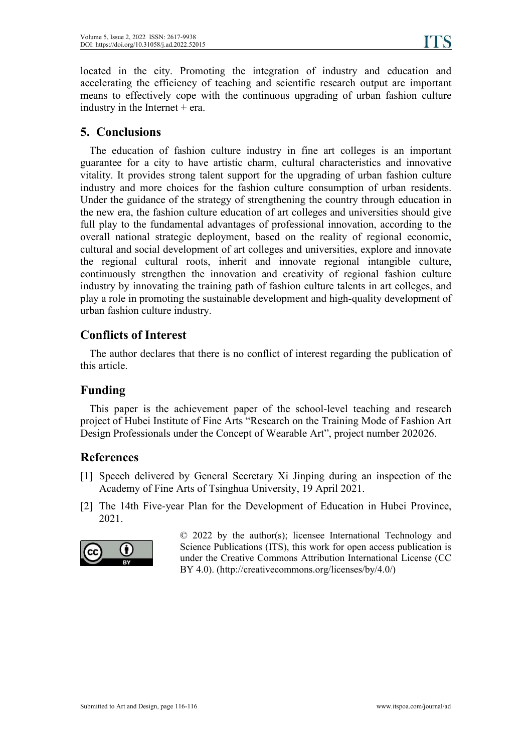located in the city. Promoting the integration of industry and education and accelerating the efficiency of teaching and scientific research output are important means to effectively cope with the continuous upgrading of urban fashion culture industry in the Internet + era.

## 5. Conclusions

The education of fashion culture industry in fine art colleges is an important guarantee for a city to have artistic charm, cultural characteristics and innovative vitality. It provides strong talent support for the upgrading of urban fashion culture industry and more choices for the fashion culture consumption of urban residents. Under the guidance of the strategy of strengthening the country through education in the new era, the fashion culture education of art colleges and universities should give full play to the fundamental advantages of professional innovation, according to the overall national strategic deployment, based on the reality of regional economic, cultural and social development of art colleges and universities, explore and innovate the regional cultural roots, inherit and innovate regional intangible culture, continuously strengthen the innovation and creativity of regional fashion culture industry by innovating the training path of fashion culture talents in art colleges, and play a role in promoting the sustainable development and high-quality development of urban fashion culture industry.

## Conflicts of Interest

The author declares that there is no conflict of interest regarding the publication of this article.

## Funding

This paper is the achievement paper of the school-level teaching and research project of Hubei Institute of Fine Arts "Research on the Training Mode of Fashion Art Design Professionals under the Concept of Wearable Art", project number 202026.

## References

[1] Speech delivered by General Secretary Xi Jinping during an inspection of the Academy of Fine Arts of Tsinghua University, 19 April 2021.

[2] The 14th Five-year Plan for the Development of Education in Hubei Province, 2021.

© 2022 by the author(s); licensee International Technology and Science Publications (ITS), this work for open access publication is under the Creative Commons Attribution International License (CC BY 4.0). (http://creativecommons.org/licenses/by/4.0/)